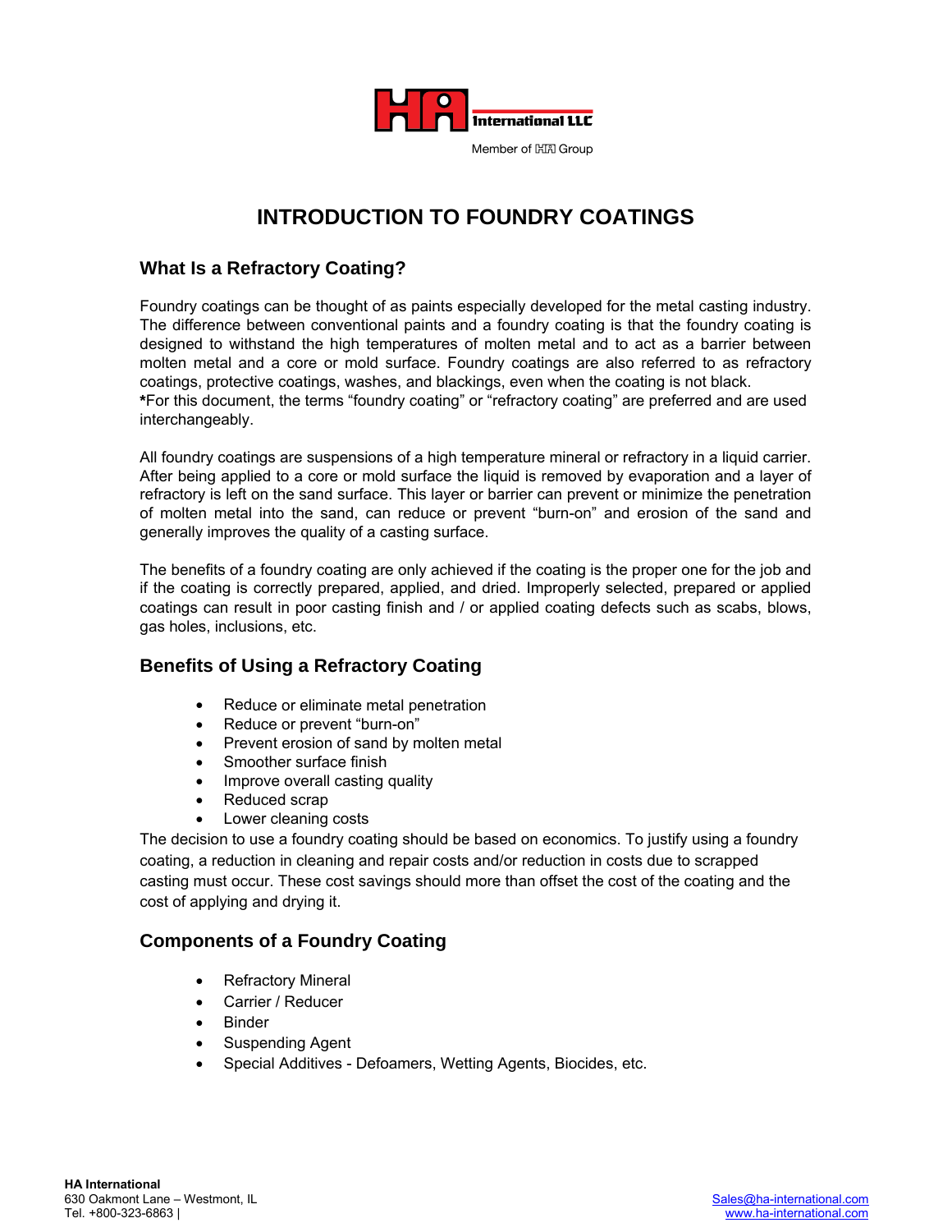HA International LLC

Member of HA Group

# INTRODUCTION TO FOUNDRY COATINGS

## What Is a Refractory Coating?

Foundry coatings can be thought of as paints especially developed for the metal casting industry. The difference between conventional paints and a foundry coating is that the foundry coating is designed to withstand the high temperatures of molten metal and to act as a barrier between molten metal and a core or mold surface. Foundry coatings are also referred to as refractory coatings, protective coatings, washes, and blackings, even when the coating is not black.
**\***For this document, the terms “foundry coating” or “refractory coating” are preferred and are used interchangeably.

All foundry coatings are suspensions of a high temperature mineral or refractory in a liquid carrier. After being applied to a core or mold surface the liquid is removed by evaporation and a layer of refractory is left on the sand surface. This layer or barrier can prevent or minimize the penetration of molten metal into the sand, can reduce or prevent “burn-on” and erosion of the sand and generally improves the quality of a casting surface.

The benefits of a foundry coating are only achieved if the coating is the proper one for the job and if the coating is correctly prepared, applied, and dried. Improperly selected, prepared or applied coatings can result in poor casting finish and / or applied coating defects such as scabs, blows, gas holes, inclusions, etc.

## Benefits of Using a Refractory Coating

- Reduce or eliminate metal penetration
- Reduce or prevent “burn-on”
- Prevent erosion of sand by molten metal
- Smoother surface finish
- Improve overall casting quality
- Reduced scrap
- Lower cleaning costs

The decision to use a foundry coating should be based on economics. To justify using a foundry coating, a reduction in cleaning and repair costs and/or reduction in costs due to scrapped casting must occur. These cost savings should more than offset the cost of the coating and the cost of applying and drying it.

## Components of a Foundry Coating

- Refractory Mineral
- Carrier / Reducer
- Binder
- Suspending Agent
- Special Additives - Defoamers, Wetting Agents, Biocides, etc.

**HA International**
630 Oakmont Lane – Westmont, IL
Tel. +800-323-6863 |

Sales@ha-international.com
www.ha-international.com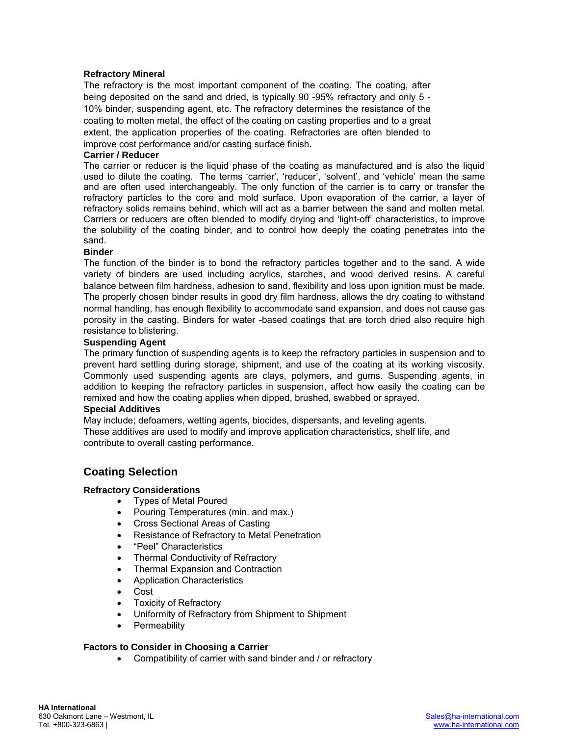**Refractory Mineral**

The refractory is the most important component of the coating. The coating, after being deposited on the sand and dried, is typically 90 -95% refractory and only 5 - 10% binder, suspending agent, etc. The refractory determines the resistance of the coating to molten metal, the effect of the coating on casting properties and to a great extent, the application properties of the coating. Refractories are often blended to improve cost performance and/or casting surface finish.

**Carrier / Reducer**

The carrier or reducer is the liquid phase of the coating as manufactured and is also the liquid used to dilute the coating. The terms 'carrier', 'reducer', 'solvent', and 'vehicle' mean the same and are often used interchangeably. The only function of the carrier is to carry or transfer the refractory particles to the core and mold surface. Upon evaporation of the carrier, a layer of refractory solids remains behind, which will act as a barrier between the sand and molten metal. Carriers or reducers are often blended to modify drying and 'light-off' characteristics, to improve the solubility of the coating binder, and to control how deeply the coating penetrates into the sand.

**Binder**

The function of the binder is to bond the refractory particles together and to the sand. A wide variety of binders are used including acrylics, starches, and wood derived resins. A careful balance between film hardness, adhesion to sand, flexibility and loss upon ignition must be made. The properly chosen binder results in good dry film hardness, allows the dry coating to withstand normal handling, has enough flexibility to accommodate sand expansion, and does not cause gas porosity in the casting. Binders for water -based coatings that are torch dried also require high resistance to blistering.

**Suspending Agent**

The primary function of suspending agents is to keep the refractory particles in suspension and to prevent hard settling during storage, shipment, and use of the coating at its working viscosity. Commonly used suspending agents are clays, polymers, and gums. Suspending agents, in addition to keeping the refractory particles in suspension, affect how easily the coating can be remixed and how the coating applies when dipped, brushed, swabbed or sprayed.

**Special Additives**

May include; defoamers, wetting agents, biocides, dispersants, and leveling agents.
These additives are used to modify and improve application characteristics, shelf life, and contribute to overall casting performance.

## Coating Selection

**Refractory Considerations**

- Types of Metal Poured
- Pouring Temperatures (min. and max.)
- Cross Sectional Areas of Casting
- Resistance of Refractory to Metal Penetration
- "Peel" Characteristics
- Thermal Conductivity of Refractory
- Thermal Expansion and Contraction
- Application Characteristics
- Cost
- Toxicity of Refractory
- Uniformity of Refractory from Shipment to Shipment
- Permeability

**Factors to Consider in Choosing a Carrier**

- Compatibility of carrier with sand binder and / or refractory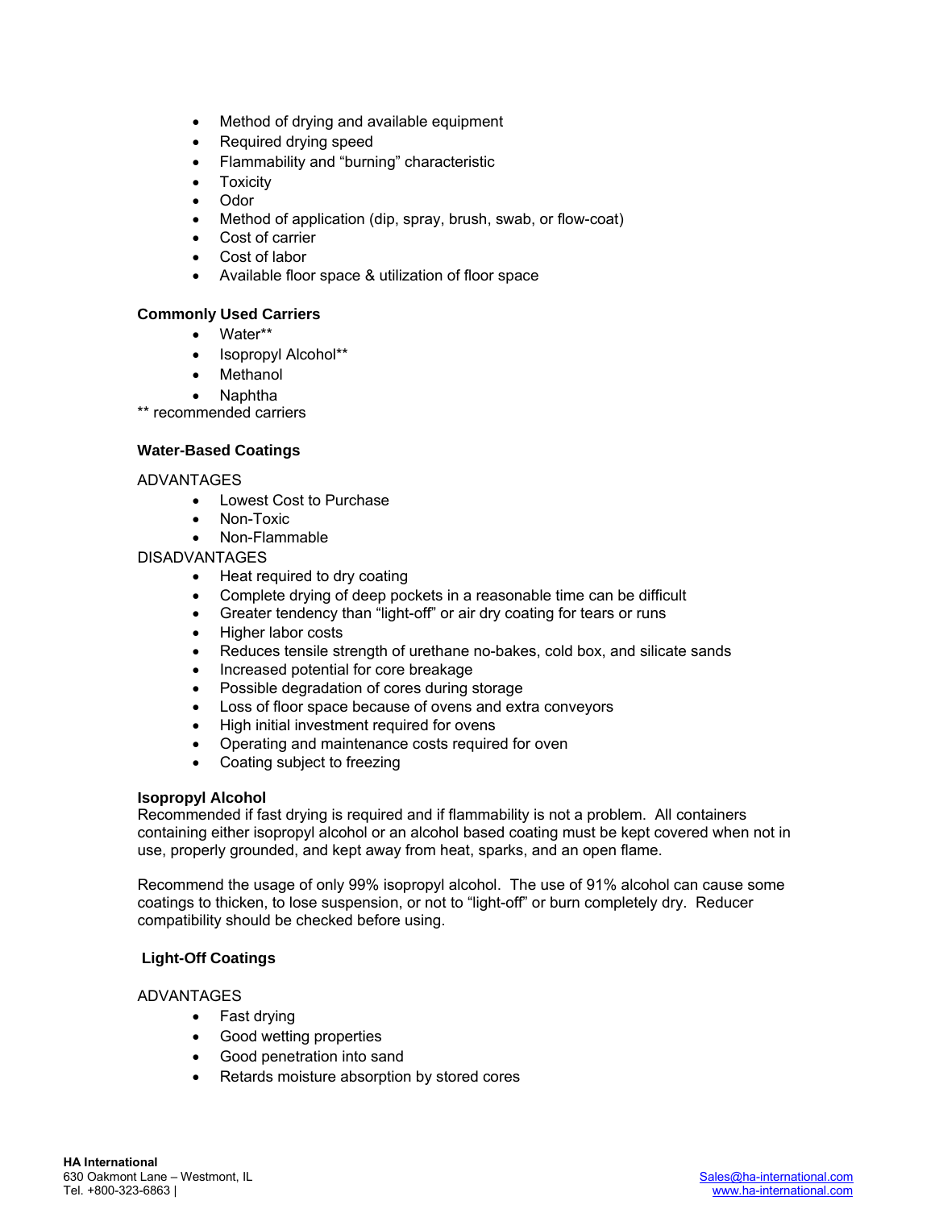- Method of drying and available equipment
- Required drying speed
- Flammability and "burning" characteristic
- Toxicity
- Odor
- Method of application (dip, spray, brush, swab, or flow-coat)
- Cost of carrier
- Cost of labor
- Available floor space & utilization of floor space

**Commonly Used Carriers**

- Water**
- Isopropyl Alcohol**
- Methanol
- Naphtha

** recommended carriers

**Water-Based Coatings**

ADVANTAGES

- Lowest Cost to Purchase
- Non-Toxic
- Non-Flammable

DISADVANTAGES

- Heat required to dry coating
- Complete drying of deep pockets in a reasonable time can be difficult
- Greater tendency than "light-off" or air dry coating for tears or runs
- Higher labor costs
- Reduces tensile strength of urethane no-bakes, cold box, and silicate sands
- Increased potential for core breakage
- Possible degradation of cores during storage
- Loss of floor space because of ovens and extra conveyors
- High initial investment required for ovens
- Operating and maintenance costs required for oven
- Coating subject to freezing

**Isopropyl Alcohol**

Recommended if fast drying is required and if flammability is not a problem. All containers containing either isopropyl alcohol or an alcohol based coating must be kept covered when not in use, properly grounded, and kept away from heat, sparks, and an open flame.

Recommend the usage of only 99% isopropyl alcohol. The use of 91% alcohol can cause some coatings to thicken, to lose suspension, or not to "light-off" or burn completely dry. Reducer compatibility should be checked before using.

**Light-Off Coatings**

ADVANTAGES

- Fast drying
- Good wetting properties
- Good penetration into sand
- Retards moisture absorption by stored cores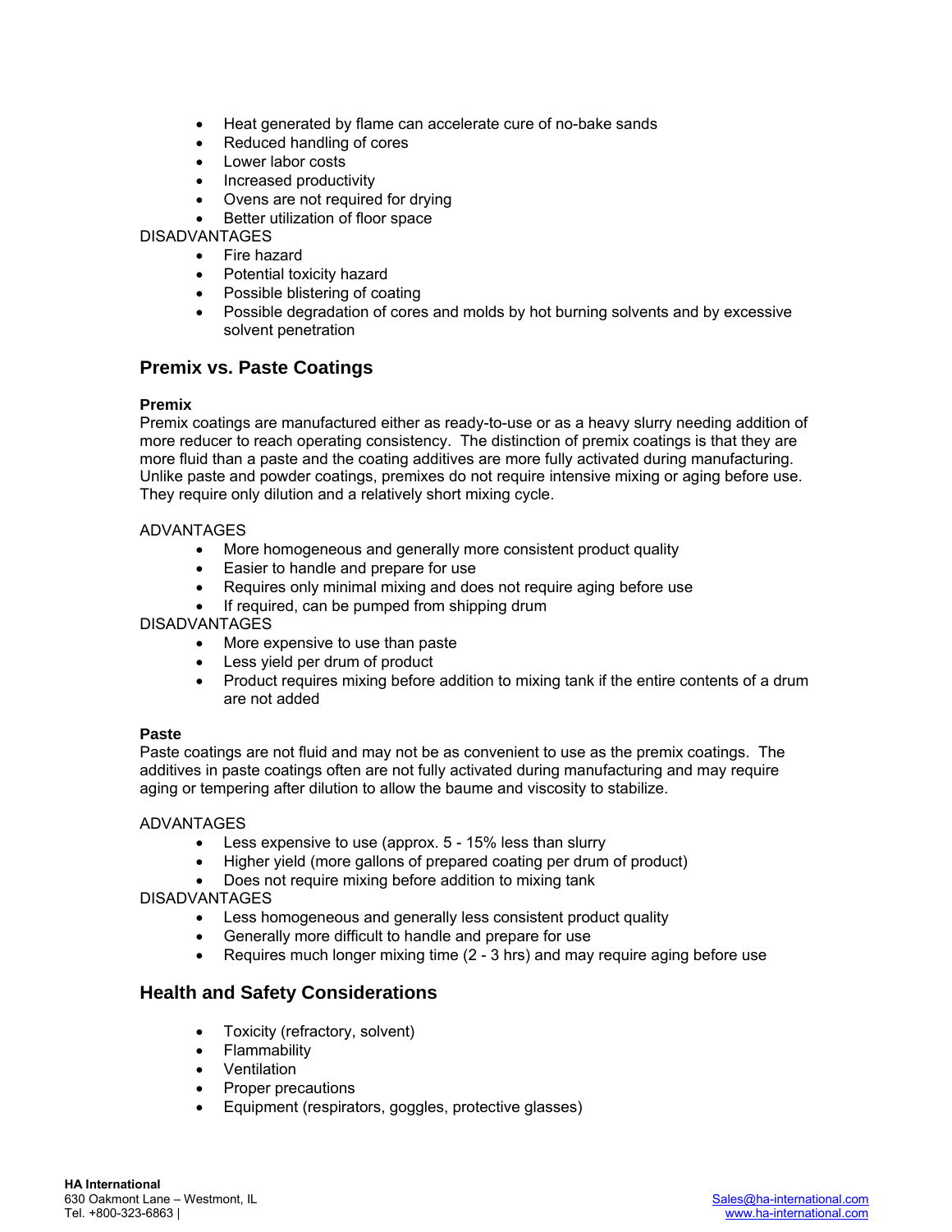- Heat generated by flame can accelerate cure of no-bake sands
- Reduced handling of cores
- Lower labor costs
- Increased productivity
- Ovens are not required for drying
- Better utilization of floor space

DISADVANTAGES

- Fire hazard
- Potential toxicity hazard
- Possible blistering of coating
- Possible degradation of cores and molds by hot burning solvents and by excessive solvent penetration

## Premix vs. Paste Coatings

**Premix**

Premix coatings are manufactured either as ready-to-use or as a heavy slurry needing addition of more reducer to reach operating consistency. The distinction of premix coatings is that they are more fluid than a paste and the coating additives are more fully activated during manufacturing. Unlike paste and powder coatings, premixes do not require intensive mixing or aging before use. They require only dilution and a relatively short mixing cycle.

ADVANTAGES

- More homogeneous and generally more consistent product quality
- Easier to handle and prepare for use
- Requires only minimal mixing and does not require aging before use
- If required, can be pumped from shipping drum

DISADVANTAGES

- More expensive to use than paste
- Less yield per drum of product
- Product requires mixing before addition to mixing tank if the entire contents of a drum are not added

**Paste**

Paste coatings are not fluid and may not be as convenient to use as the premix coatings. The additives in paste coatings often are not fully activated during manufacturing and may require aging or tempering after dilution to allow the baume and viscosity to stabilize.

ADVANTAGES

- Less expensive to use (approx. 5 - 15% less than slurry
- Higher yield (more gallons of prepared coating per drum of product)
- Does not require mixing before addition to mixing tank

DISADVANTAGES

- Less homogeneous and generally less consistent product quality
- Generally more difficult to handle and prepare for use
- Requires much longer mixing time (2 - 3 hrs) and may require aging before use

## Health and Safety Considerations

- Toxicity (refractory, solvent)
- Flammability
- Ventilation
- Proper precautions
- Equipment (respirators, goggles, protective glasses)